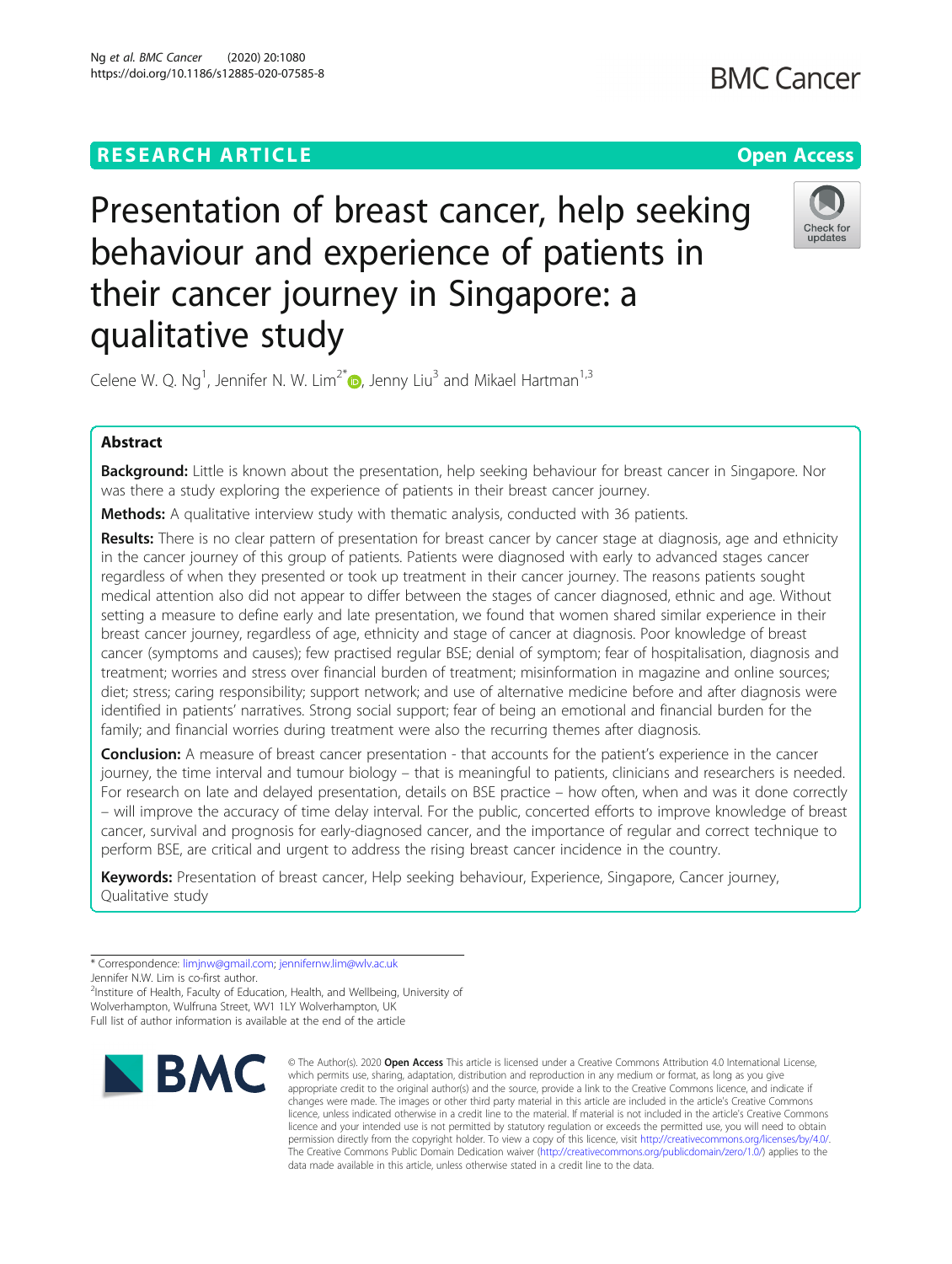RESEARCH ARTICLE

Open Access

# Presentation of breast cancer, help seeking behaviour and experience of patients in their cancer journey in Singapore: a qualitative study

Celene W. Q. Ng[1], Jennifer N. W. Lim[2*], Jenny Liu[3] and Mikael Hartman[1,3]

## Abstract

**Background:** Little is known about the presentation, help seeking behaviour for breast cancer in Singapore. Nor was there a study exploring the experience of patients in their breast cancer journey.

**Methods:** A qualitative interview study with thematic analysis, conducted with 36 patients.

**Results:** There is no clear pattern of presentation for breast cancer by cancer stage at diagnosis, age and ethnicity in the cancer journey of this group of patients. Patients were diagnosed with early to advanced stages cancer regardless of when they presented or took up treatment in their cancer journey. The reasons patients sought medical attention also did not appear to differ between the stages of cancer diagnosed, ethnic and age. Without setting a measure to define early and late presentation, we found that women shared similar experience in their breast cancer journey, regardless of age, ethnicity and stage of cancer at diagnosis. Poor knowledge of breast cancer (symptoms and causes); few practised regular BSE; denial of symptom; fear of hospitalisation, diagnosis and treatment; worries and stress over financial burden of treatment; misinformation in magazine and online sources; diet; stress; caring responsibility; support network; and use of alternative medicine before and after diagnosis were identified in patients' narratives. Strong social support; fear of being an emotional and financial burden for the family; and financial worries during treatment were also the recurring themes after diagnosis.

**Conclusion:** A measure of breast cancer presentation - that accounts for the patient's experience in the cancer journey, the time interval and tumour biology – that is meaningful to patients, clinicians and researchers is needed. For research on late and delayed presentation, details on BSE practice – how often, when and was it done correctly – will improve the accuracy of time delay interval. For the public, concerted efforts to improve knowledge of breast cancer, survival and prognosis for early-diagnosed cancer, and the importance of regular and correct technique to perform BSE, are critical and urgent to address the rising breast cancer incidence in the country.

**Keywords:** Presentation of breast cancer, Help seeking behaviour, Experience, Singapore, Cancer journey, Qualitative study

---

\* Correspondence: limjnw@gmail.com; jennifernw.lim@wlv.ac.uk
Jennifer N.W. Lim is co-first author.
[2]Institute of Health, Faculty of Education, Health, and Wellbeing, University of Wolverhampton, Wulfruna Street, WV1 1LY Wolverhampton, UK
Full list of author information is available at the end of the article

© The Author(s). 2020 **Open Access** This article is licensed under a Creative Commons Attribution 4.0 International License, which permits use, sharing, adaptation, distribution and reproduction in any medium or format, as long as you give appropriate credit to the original author(s) and the source, provide a link to the Creative Commons licence, and indicate if changes were made. The images or other third party material in this article are included in the article's Creative Commons licence, unless indicated otherwise in a credit line to the material. If material is not included in the article's Creative Commons licence and your intended use is not permitted by statutory regulation or exceeds the permitted use, you will need to obtain permission directly from the copyright holder. To view a copy of this licence, visit http://creativecommons.org/licenses/by/4.0/. The Creative Commons Public Domain Dedication waiver (http://creativecommons.org/publicdomain/zero/1.0/) applies to the data made available in this article, unless otherwise stated in a credit line to the data.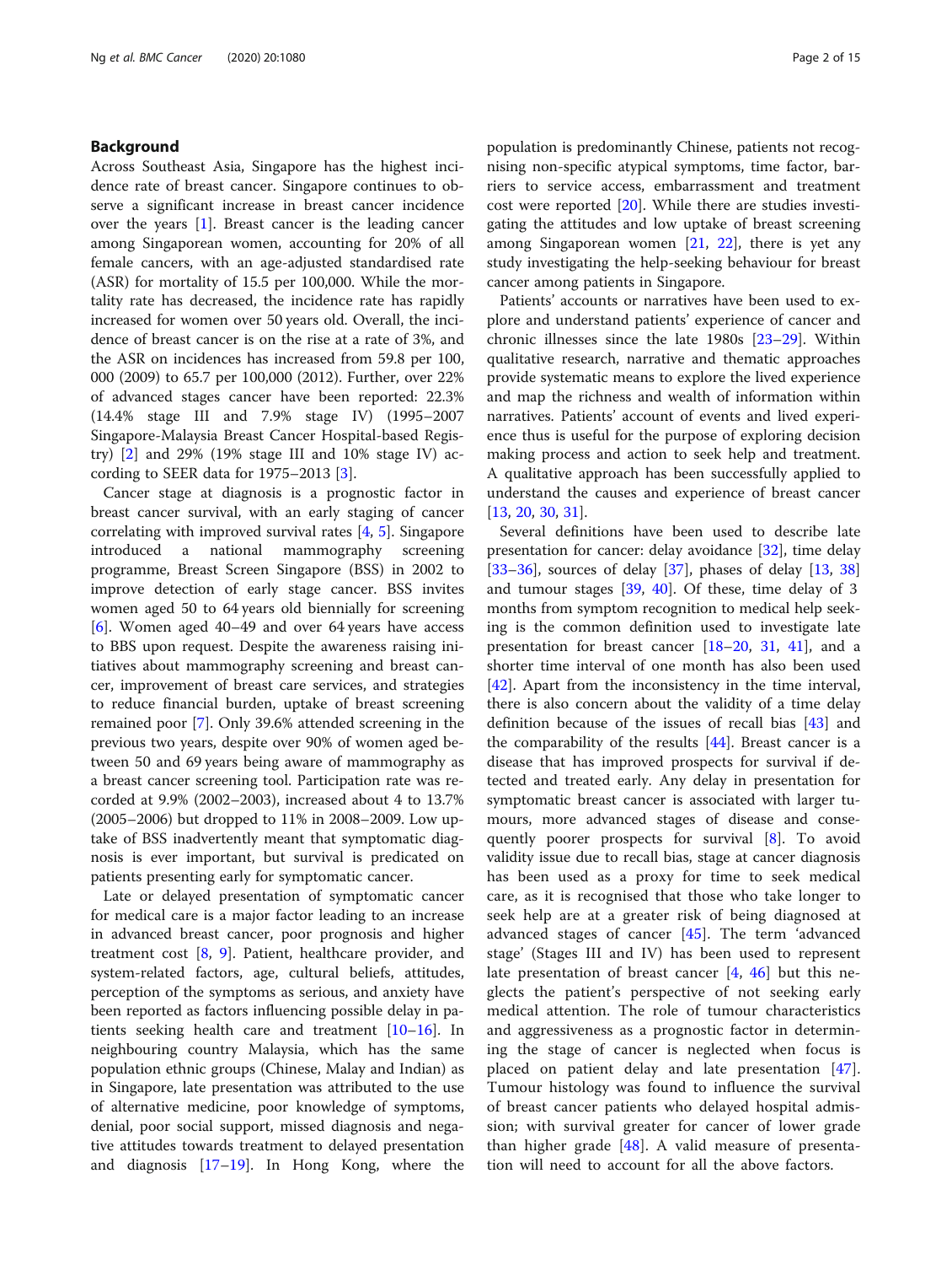## Background

Across Southeast Asia, Singapore has the highest incidence rate of breast cancer. Singapore continues to observe a significant increase in breast cancer incidence over the years [1]. Breast cancer is the leading cancer among Singaporean women, accounting for 20% of all female cancers, with an age-adjusted standardised rate (ASR) for mortality of 15.5 per 100,000. While the mortality rate has decreased, the incidence rate has rapidly increased for women over 50 years old. Overall, the incidence of breast cancer is on the rise at a rate of 3%, and the ASR on incidences has increased from 59.8 per 100,000 (2009) to 65.7 per 100,000 (2012). Further, over 22% of advanced stages cancer have been reported: 22.3% (14.4% stage III and 7.9% stage IV) (1995–2007 Singapore-Malaysia Breast Cancer Hospital-based Registry) [2] and 29% (19% stage III and 10% stage IV) according to SEER data for 1975–2013 [3].

Cancer stage at diagnosis is a prognostic factor in breast cancer survival, with an early staging of cancer correlating with improved survival rates [4, 5]. Singapore introduced a national mammography screening programme, Breast Screen Singapore (BSS) in 2002 to improve detection of early stage cancer. BSS invites women aged 50 to 64 years old biennially for screening [6]. Women aged 40–49 and over 64 years have access to BBS upon request. Despite the awareness raising initiatives about mammography screening and breast cancer, improvement of breast care services, and strategies to reduce financial burden, uptake of breast screening remained poor [7]. Only 39.6% attended screening in the previous two years, despite over 90% of women aged between 50 and 69 years being aware of mammography as a breast cancer screening tool. Participation rate was recorded at 9.9% (2002–2003), increased about 4 to 13.7% (2005–2006) but dropped to 11% in 2008–2009. Low uptake of BSS inadvertently meant that symptomatic diagnosis is ever important, but survival is predicated on patients presenting early for symptomatic cancer.

Late or delayed presentation of symptomatic cancer for medical care is a major factor leading to an increase in advanced breast cancer, poor prognosis and higher treatment cost [8, 9]. Patient, healthcare provider, and system-related factors, age, cultural beliefs, attitudes, perception of the symptoms as serious, and anxiety have been reported as factors influencing possible delay in patients seeking health care and treatment [10–16]. In neighbouring country Malaysia, which has the same population ethnic groups (Chinese, Malay and Indian) as in Singapore, late presentation was attributed to the use of alternative medicine, poor knowledge of symptoms, denial, poor social support, missed diagnosis and negative attitudes towards treatment to delayed presentation and diagnosis [17–19]. In Hong Kong, where the population is predominantly Chinese, patients not recognising non-specific atypical symptoms, time factor, barriers to service access, embarrassment and treatment cost were reported [20]. While there are studies investigating the attitudes and low uptake of breast screening among Singaporean women [21, 22], there is yet any study investigating the help-seeking behaviour for breast cancer among patients in Singapore.

Patients' accounts or narratives have been used to explore and understand patients' experience of cancer and chronic illnesses since the late 1980s [23–29]. Within qualitative research, narrative and thematic approaches provide systematic means to explore the lived experience and map the richness and wealth of information within narratives. Patients' account of events and lived experience thus is useful for the purpose of exploring decision making process and action to seek help and treatment. A qualitative approach has been successfully applied to understand the causes and experience of breast cancer [13, 20, 30, 31].

Several definitions have been used to describe late presentation for cancer: delay avoidance [32], time delay [33–36], sources of delay [37], phases of delay [13, 38] and tumour stages [39, 40]. Of these, time delay of 3 months from symptom recognition to medical help seeking is the common definition used to investigate late presentation for breast cancer [18–20, 31, 41], and a shorter time interval of one month has also been used [42]. Apart from the inconsistency in the time interval, there is also concern about the validity of a time delay definition because of the issues of recall bias [43] and the comparability of the results [44]. Breast cancer is a disease that has improved prospects for survival if detected and treated early. Any delay in presentation for symptomatic breast cancer is associated with larger tumours, more advanced stages of disease and consequently poorer prospects for survival [8]. To avoid validity issue due to recall bias, stage at cancer diagnosis has been used as a proxy for time to seek medical care, as it is recognised that those who take longer to seek help are at a greater risk of being diagnosed at advanced stages of cancer [45]. The term 'advanced stage' (Stages III and IV) has been used to represent late presentation of breast cancer [4, 46] but this neglects the patient's perspective of not seeking early medical attention. The role of tumour characteristics and aggressiveness as a prognostic factor in determining the stage of cancer is neglected when focus is placed on patient delay and late presentation [47]. Tumour histology was found to influence the survival of breast cancer patients who delayed hospital admission; with survival greater for cancer of lower grade than higher grade [48]. A valid measure of presentation will need to account for all the above factors.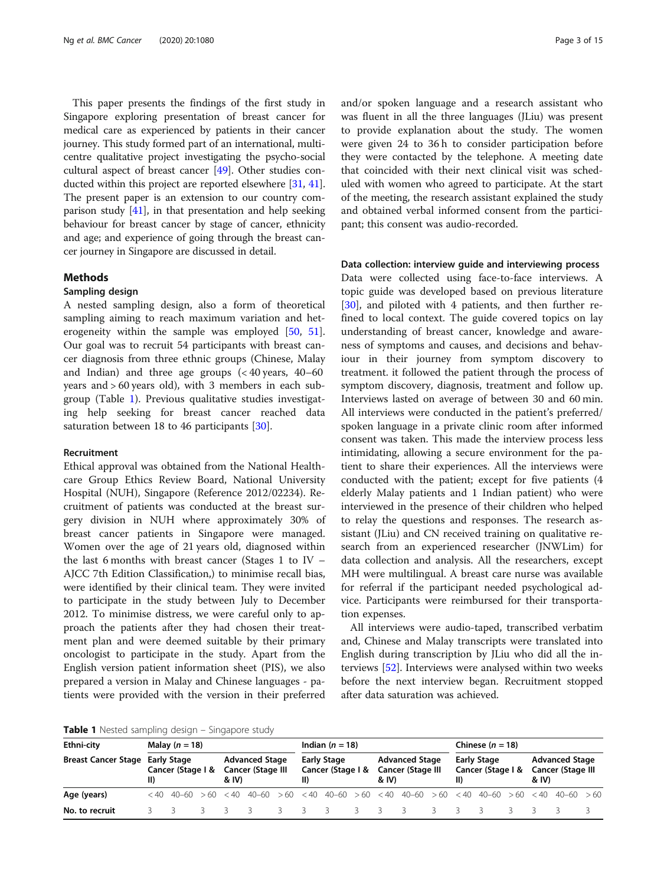This paper presents the findings of the first study in Singapore exploring presentation of breast cancer for medical care as experienced by patients in their cancer journey. This study formed part of an international, multi-centre qualitative project investigating the psycho-social cultural aspect of breast cancer [49]. Other studies conducted within this project are reported elsewhere [31, 41]. The present paper is an extension to our country comparison study [41], in that presentation and help seeking behaviour for breast cancer by stage of cancer, ethnicity and age; and experience of going through the breast cancer journey in Singapore are discussed in detail.

## Methods

### Sampling design

A nested sampling design, also a form of theoretical sampling aiming to reach maximum variation and heterogeneity within the sample was employed [50, 51]. Our goal was to recruit 54 participants with breast cancer diagnosis from three ethnic groups (Chinese, Malay and Indian) and three age groups (< 40 years, 40–60 years and > 60 years old), with 3 members in each subgroup (Table 1). Previous qualitative studies investigating help seeking for breast cancer reached data saturation between 18 to 46 participants [30].

### Recruitment

Ethical approval was obtained from the National Healthcare Group Ethics Review Board, National University Hospital (NUH), Singapore (Reference 2012/02234). Recruitment of patients was conducted at the breast surgery division in NUH where approximately 30% of breast cancer patients in Singapore were managed. Women over the age of 21 years old, diagnosed within the last 6 months with breast cancer (Stages 1 to IV – AJCC 7th Edition Classification,) to minimise recall bias, were identified by their clinical team. They were invited to participate in the study between July to December 2012. To minimise distress, we were careful only to approach the patients after they had chosen their treatment plan and were deemed suitable by their primary oncologist to participate in the study. Apart from the English version patient information sheet (PIS), we also prepared a version in Malay and Chinese languages - patients were provided with the version in their preferred and/or spoken language and a research assistant who was fluent in all the three languages (JLiu) was present to provide explanation about the study. The women were given 24 to 36 h to consider participation before they were contacted by the telephone. A meeting date that coincided with their next clinical visit was scheduled with women who agreed to participate. At the start of the meeting, the research assistant explained the study and obtained verbal informed consent from the participant; this consent was audio-recorded.

### Data collection: interview guide and interviewing process

Data were collected using face-to-face interviews. A topic guide was developed based on previous literature [30], and piloted with 4 patients, and then further refined to local context. The guide covered topics on lay understanding of breast cancer, knowledge and awareness of symptoms and causes, and decisions and behaviour in their journey from symptom discovery to treatment. it followed the patient through the process of symptom discovery, diagnosis, treatment and follow up. Interviews lasted on average of between 30 and 60 min. All interviews were conducted in the patient's preferred/spoken language in a private clinic room after informed consent was taken. This made the interview process less intimidating, allowing a secure environment for the patient to share their experiences. All the interviews were conducted with the patient; except for five patients (4 elderly Malay patients and 1 Indian patient) who were interviewed in the presence of their children who helped to relay the questions and responses. The research assistant (JLiu) and CN received training on qualitative research from an experienced researcher (JNWLim) for data collection and analysis. All the researchers, except MH were multilingual. A breast care nurse was available for referral if the participant needed psychological advice. Participants were reimbursed for their transportation expenses.

All interviews were audio-taped, transcribed verbatim and, Chinese and Malay transcripts were translated into English during transcription by JLiu who did all the interviews [52]. Interviews were analysed within two weeks before the next interview began. Recruitment stopped after data saturation was achieved.

**Table 1** Nested sampling design – Singapore study

| Ethni-city | Malay (n = 18) | | | | | | Indian (n = 18) | | | | | | Chinese (n = 18) | | | | | |
|---|---|---|---|---|---|---|---|---|---|---|---|---|---|---|---|---|---|---|
| Breast Cancer Stage | Early Stage Cancer (Stage I & II) | | | Advanced Stage Cancer (Stage III & IV) | | | Early Stage Cancer (Stage I & II) | | | Advanced Stage Cancer (Stage III & IV) | | | Early Stage Cancer (Stage I & II) | | | Advanced Stage Cancer (Stage III & IV) | | |
| Age (years) | < 40 | 40–60 | > 60 | < 40 | 40–60 | > 60 | < 40 | 40–60 | > 60 | < 40 | 40–60 | > 60 | < 40 | 40–60 | > 60 | < 40 | 40–60 | > 60 |
| No. to recruit | 3 | 3 | 3 | 3 | 3 | 3 | 3 | 3 | 3 | 3 | 3 | 3 | 3 | 3 | 3 | 3 | 3 | 3 |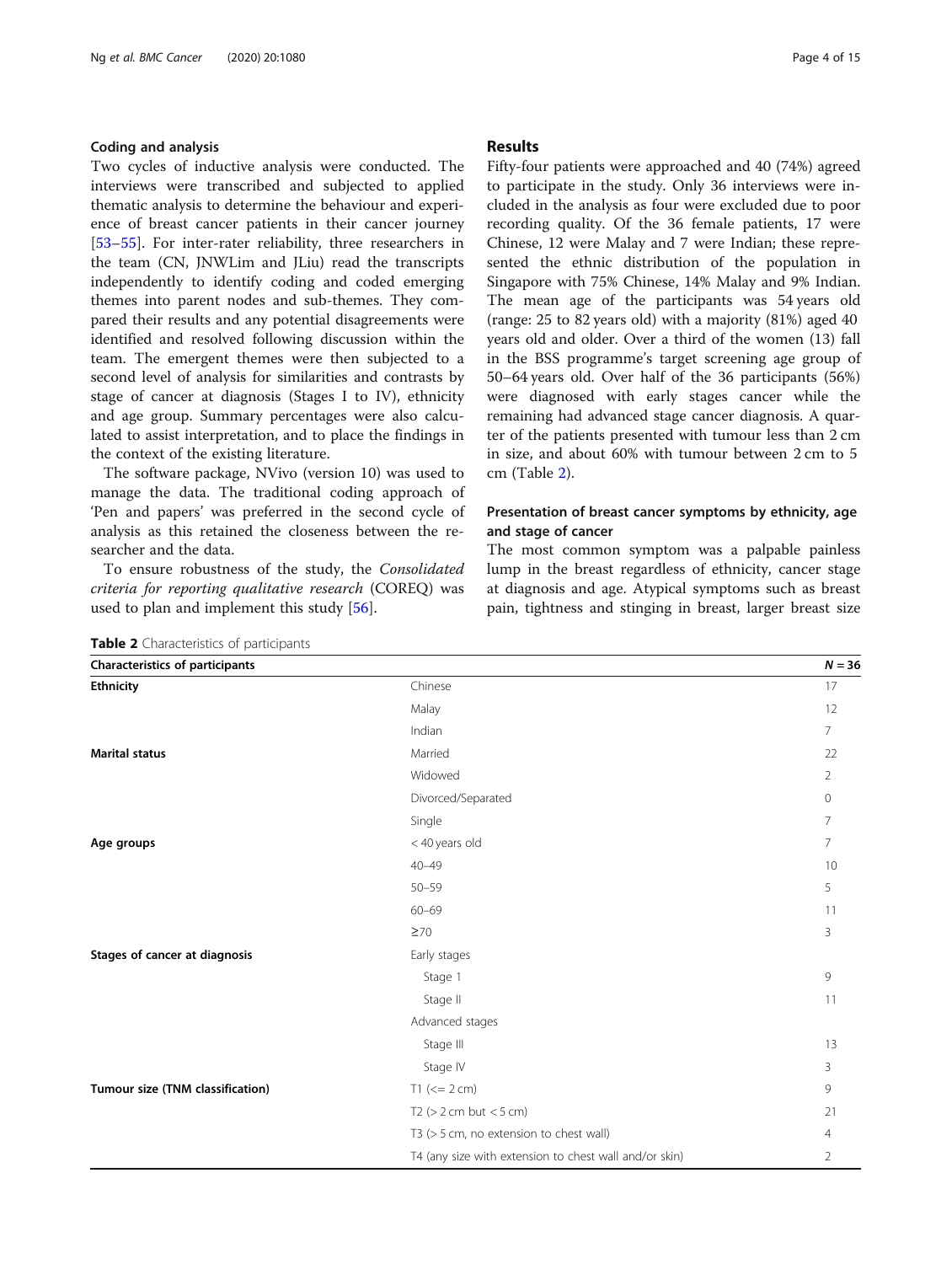### Coding and analysis

Two cycles of inductive analysis were conducted. The interviews were transcribed and subjected to applied thematic analysis to determine the behaviour and experience of breast cancer patients in their cancer journey [53–55]. For inter-rater reliability, three researchers in the team (CN, JNWLim and JLiu) read the transcripts independently to identify coding and coded emerging themes into parent nodes and sub-themes. They compared their results and any potential disagreements were identified and resolved following discussion within the team. The emergent themes were then subjected to a second level of analysis for similarities and contrasts by stage of cancer at diagnosis (Stages I to IV), ethnicity and age group. Summary percentages were also calculated to assist interpretation, and to place the findings in the context of the existing literature.

The software package, NVivo (version 10) was used to manage the data. The traditional coding approach of 'Pen and papers' was preferred in the second cycle of analysis as this retained the closeness between the researcher and the data.

To ensure robustness of the study, the *Consolidated criteria for reporting qualitative research* (COREQ) was used to plan and implement this study [56].

## Results

Fifty-four patients were approached and 40 (74%) agreed to participate in the study. Only 36 interviews were included in the analysis as four were excluded due to poor recording quality. Of the 36 female patients, 17 were Chinese, 12 were Malay and 7 were Indian; these represented the ethnic distribution of the population in Singapore with 75% Chinese, 14% Malay and 9% Indian. The mean age of the participants was 54 years old (range: 25 to 82 years old) with a majority (81%) aged 40 years old and older. Over a third of the women (13) fall in the BSS programme's target screening age group of 50–64 years old. Over half of the 36 participants (56%) were diagnosed with early stages cancer while the remaining had advanced stage cancer diagnosis. A quarter of the patients presented with tumour less than 2 cm in size, and about 60% with tumour between 2 cm to 5 cm (Table 2).

### Presentation of breast cancer symptoms by ethnicity, age and stage of cancer

The most common symptom was a palpable painless lump in the breast regardless of ethnicity, cancer stage at diagnosis and age. Atypical symptoms such as breast pain, tightness and stinging in breast, larger breast size

**Table 2** Characteristics of participants

| Characteristics of participants | | N = 36 |
|---|---|---|
| **Ethnicity** | Chinese | 17 |
| | Malay | 12 |
| | Indian | 7 |
| **Marital status** | Married | 22 |
| | Widowed | 2 |
| | Divorced/Separated | 0 |
| | Single | 7 |
| **Age groups** | < 40 years old | 7 |
| | 40–49 | 10 |
| | 50–59 | 5 |
| | 60–69 | 11 |
| | ≥70 | 3 |
| **Stages of cancer at diagnosis** | Early stages | |
| | Stage 1 | 9 |
| | Stage II | 11 |
| | Advanced stages | |
| | Stage III | 13 |
| | Stage IV | 3 |
| **Tumour size (TNM classification)** | T1 (<= 2 cm) | 9 |
| | T2 (> 2 cm but < 5 cm) | 21 |
| | T3 (> 5 cm, no extension to chest wall) | 4 |
| | T4 (any size with extension to chest wall and/or skin) | 2 |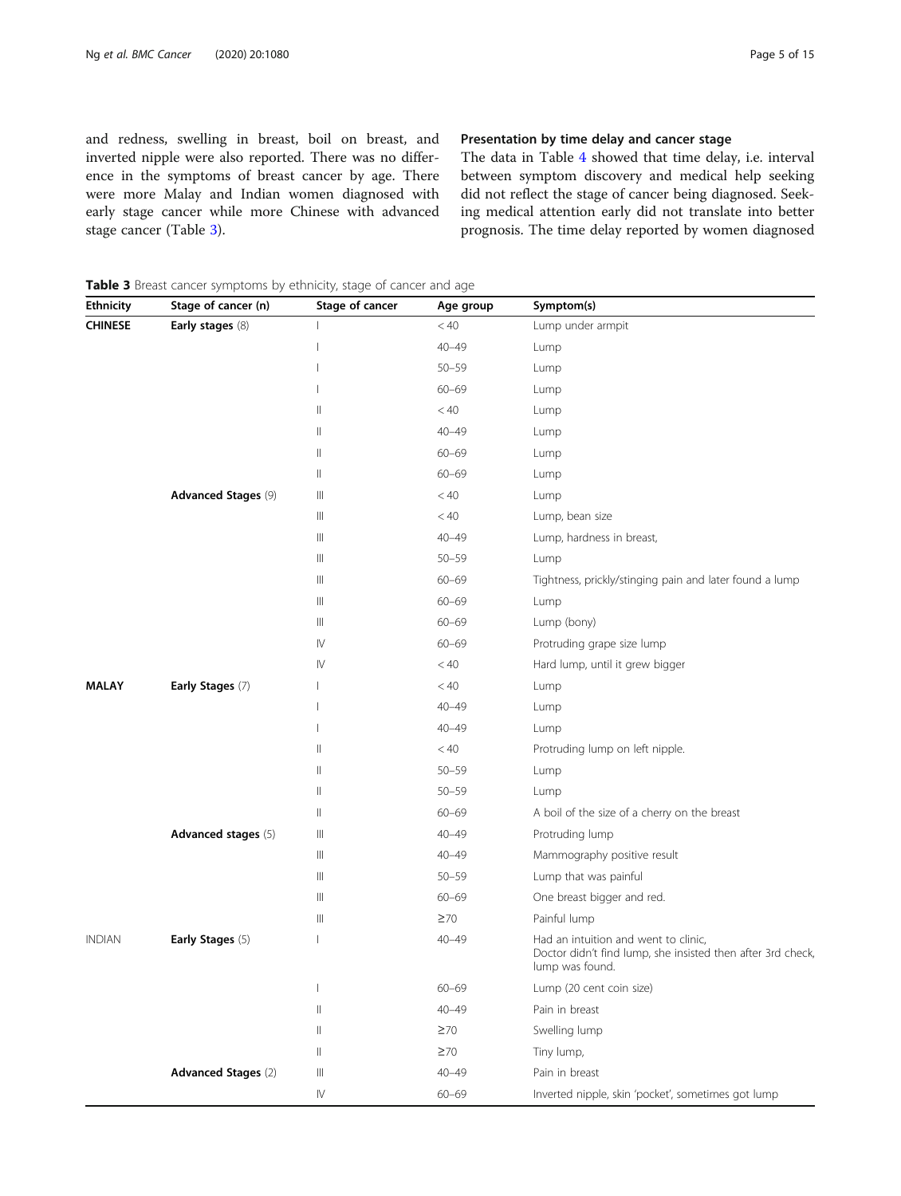and redness, swelling in breast, boil on breast, and inverted nipple were also reported. There was no difference in the symptoms of breast cancer by age. There were more Malay and Indian women diagnosed with early stage cancer while more Chinese with advanced stage cancer (Table 3).

### Presentation by time delay and cancer stage

The data in Table 4 showed that time delay, i.e. interval between symptom discovery and medical help seeking did not reflect the stage of cancer being diagnosed. Seeking medical attention early did not translate into better prognosis. The time delay reported by women diagnosed

**Table 3** Breast cancer symptoms by ethnicity, stage of cancer and age

| Ethnicity | Stage of cancer (n) | Stage of cancer | Age group | Symptom(s) |
|---|---|---|---|---|
| **CHINESE** | **Early stages** (8) | I | < 40 | Lump under armpit |
| | | I | 40–49 | Lump |
| | | I | 50–59 | Lump |
| | | I | 60–69 | Lump |
| | | II | < 40 | Lump |
| | | II | 40–49 | Lump |
| | | II | 60–69 | Lump |
| | | II | 60–69 | Lump |
| | **Advanced Stages** (9) | III | < 40 | Lump |
| | | III | < 40 | Lump, bean size |
| | | III | 40–49 | Lump, hardness in breast, |
| | | III | 50–59 | Lump |
| | | III | 60–69 | Tightness, prickly/stinging pain and later found a lump |
| | | III | 60–69 | Lump |
| | | III | 60–69 | Lump (bony) |
| | | IV | 60–69 | Protruding grape size lump |
| | | IV | < 40 | Hard lump, until it grew bigger |
| **MALAY** | **Early Stages** (7) | I | < 40 | Lump |
| | | I | 40–49 | Lump |
| | | I | 40–49 | Lump |
| | | II | < 40 | Protruding lump on left nipple. |
| | | II | 50–59 | Lump |
| | | II | 50–59 | Lump |
| | | II | 60–69 | A boil of the size of a cherry on the breast |
| | **Advanced stages** (5) | III | 40–49 | Protruding lump |
| | | III | 40–49 | Mammography positive result |
| | | III | 50–59 | Lump that was painful |
| | | III | 60–69 | One breast bigger and red. |
| | | III | ≥70 | Painful lump |
| INDIAN | **Early Stages** (5) | I | 40–49 | Had an intuition and went to clinic, Doctor didn't find lump, she insisted then after 3rd check, lump was found. |
| | | I | 60–69 | Lump (20 cent coin size) |
| | | II | 40–49 | Pain in breast |
| | | II | ≥70 | Swelling lump |
| | | II | ≥70 | Tiny lump, |
| | **Advanced Stages** (2) | III | 40–49 | Pain in breast |
| | | IV | 60–69 | Inverted nipple, skin 'pocket', sometimes got lump |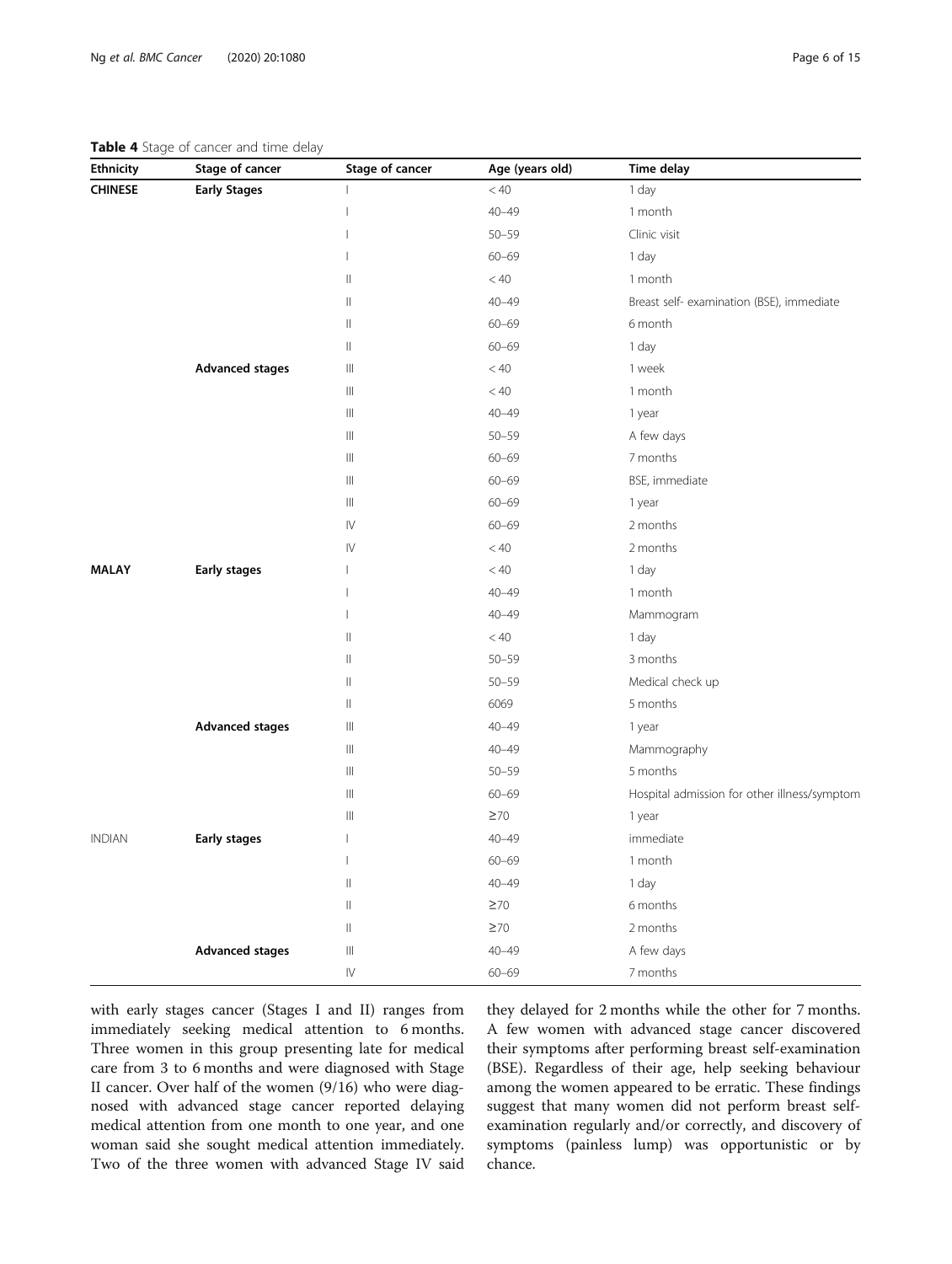**Table 4** Stage of cancer and time delay

| Ethnicity | Stage of cancer | Stage of cancer | Age (years old) | Time delay |
|---|---|---|---|---|
| **CHINESE** | **Early Stages** | I | < 40 | 1 day |
| | | I | 40–49 | 1 month |
| | | I | 50–59 | Clinic visit |
| | | I | 60–69 | 1 day |
| | | II | < 40 | 1 month |
| | | II | 40–49 | Breast self- examination (BSE), immediate |
| | | II | 60–69 | 6 month |
| | | II | 60–69 | 1 day |
| | **Advanced stages** | III | < 40 | 1 week |
| | | III | < 40 | 1 month |
| | | III | 40–49 | 1 year |
| | | III | 50–59 | A few days |
| | | III | 60–69 | 7 months |
| | | III | 60–69 | BSE, immediate |
| | | III | 60–69 | 1 year |
| | | IV | 60–69 | 2 months |
| | | IV | < 40 | 2 months |
| **MALAY** | **Early stages** | I | < 40 | 1 day |
| | | I | 40–49 | 1 month |
| | | I | 40–49 | Mammogram |
| | | II | < 40 | 1 day |
| | | II | 50–59 | 3 months |
| | | II | 50–59 | Medical check up |
| | | II | 6069 | 5 months |
| | **Advanced stages** | III | 40–49 | 1 year |
| | | III | 40–49 | Mammography |
| | | III | 50–59 | 5 months |
| | | III | 60–69 | Hospital admission for other illness/symptom |
| | | III | ≥70 | 1 year |
| INDIAN | **Early stages** | I | 40–49 | immediate |
| | | I | 60–69 | 1 month |
| | | II | 40–49 | 1 day |
| | | II | ≥70 | 6 months |
| | | II | ≥70 | 2 months |
| | **Advanced stages** | III | 40–49 | A few days |
| | | IV | 60–69 | 7 months |

with early stages cancer (Stages I and II) ranges from immediately seeking medical attention to 6 months. Three women in this group presenting late for medical care from 3 to 6 months and were diagnosed with Stage II cancer. Over half of the women (9/16) who were diagnosed with advanced stage cancer reported delaying medical attention from one month to one year, and one woman said she sought medical attention immediately. Two of the three women with advanced Stage IV said they delayed for 2 months while the other for 7 months. A few women with advanced stage cancer discovered their symptoms after performing breast self-examination (BSE). Regardless of their age, help seeking behaviour among the women appeared to be erratic. These findings suggest that many women did not perform breast self-examination regularly and/or correctly, and discovery of symptoms (painless lump) was opportunistic or by chance.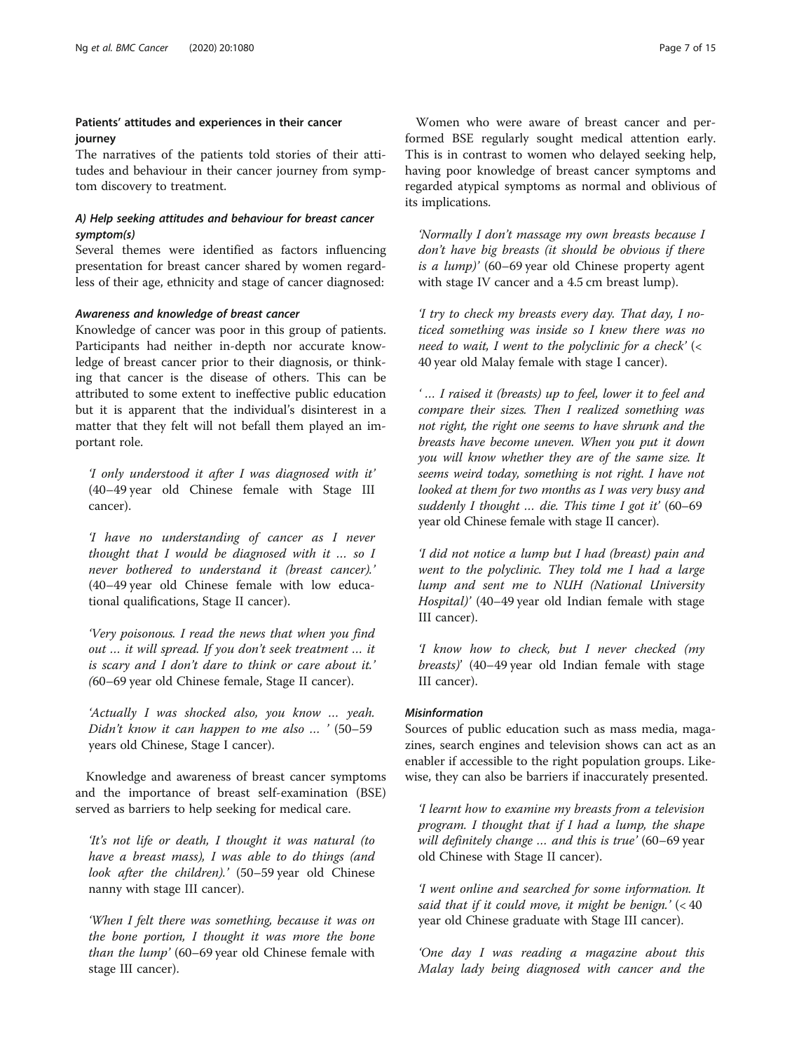### Patients' attitudes and experiences in their cancer journey

The narratives of the patients told stories of their attitudes and behaviour in their cancer journey from symptom discovery to treatment.

#### *A) Help seeking attitudes and behaviour for breast cancer symptom(s)*

Several themes were identified as factors influencing presentation for breast cancer shared by women regardless of their age, ethnicity and stage of cancer diagnosed:

##### *Awareness and knowledge of breast cancer*

Knowledge of cancer was poor in this group of patients. Participants had neither in-depth nor accurate knowledge of breast cancer prior to their diagnosis, or thinking that cancer is the disease of others. This can be attributed to some extent to ineffective public education but it is apparent that the individual's disinterest in a matter that they felt will not befall them played an important role.

> *'I only understood it after I was diagnosed with it'* (40–49 year old Chinese female with Stage III cancer).

> *'I have no understanding of cancer as I never thought that I would be diagnosed with it … so I never bothered to understand it (breast cancer).'* (40–49 year old Chinese female with low educational qualifications, Stage II cancer).

> *'Very poisonous. I read the news that when you find out … it will spread. If you don't seek treatment … it is scary and I don't dare to think or care about it.'* (60–69 year old Chinese female, Stage II cancer).

> *'Actually I was shocked also, you know … yeah. Didn't know it can happen to me also … '* (50–59 years old Chinese, Stage I cancer).

Knowledge and awareness of breast cancer symptoms and the importance of breast self-examination (BSE) served as barriers to help seeking for medical care.

> *'It's not life or death, I thought it was natural (to have a breast mass), I was able to do things (and look after the children).'* (50–59 year old Chinese nanny with stage III cancer).

> *'When I felt there was something, because it was on the bone portion, I thought it was more the bone than the lump'* (60–69 year old Chinese female with stage III cancer).

Women who were aware of breast cancer and performed BSE regularly sought medical attention early. This is in contrast to women who delayed seeking help, having poor knowledge of breast cancer symptoms and regarded atypical symptoms as normal and oblivious of its implications.

> *'Normally I don't massage my own breasts because I don't have big breasts (it should be obvious if there is a lump)'* (60–69 year old Chinese property agent with stage IV cancer and a 4.5 cm breast lump).

> *'I try to check my breasts every day. That day, I noticed something was inside so I knew there was no need to wait, I went to the polyclinic for a check'* (< 40 year old Malay female with stage I cancer).

> *' … I raised it (breasts) up to feel, lower it to feel and compare their sizes. Then I realized something was not right, the right one seems to have shrunk and the breasts have become uneven. When you put it down you will know whether they are of the same size. It seems weird today, something is not right. I have not looked at them for two months as I was very busy and suddenly I thought … die. This time I got it'* (60–69 year old Chinese female with stage II cancer).

> *'I did not notice a lump but I had (breast) pain and went to the polyclinic. They told me I had a large lump and sent me to NUH (National University Hospital)'* (40–49 year old Indian female with stage III cancer).

> *'I know how to check, but I never checked (my breasts)'* (40–49 year old Indian female with stage III cancer).

##### *Misinformation*

Sources of public education such as mass media, magazines, search engines and television shows can act as an enabler if accessible to the right population groups. Likewise, they can also be barriers if inaccurately presented.

> *'I learnt how to examine my breasts from a television program. I thought that if I had a lump, the shape will definitely change … and this is true'* (60–69 year old Chinese with Stage II cancer).

> *'I went online and searched for some information. It said that if it could move, it might be benign.'* (< 40 year old Chinese graduate with Stage III cancer).

> *'One day I was reading a magazine about this Malay lady being diagnosed with cancer and the*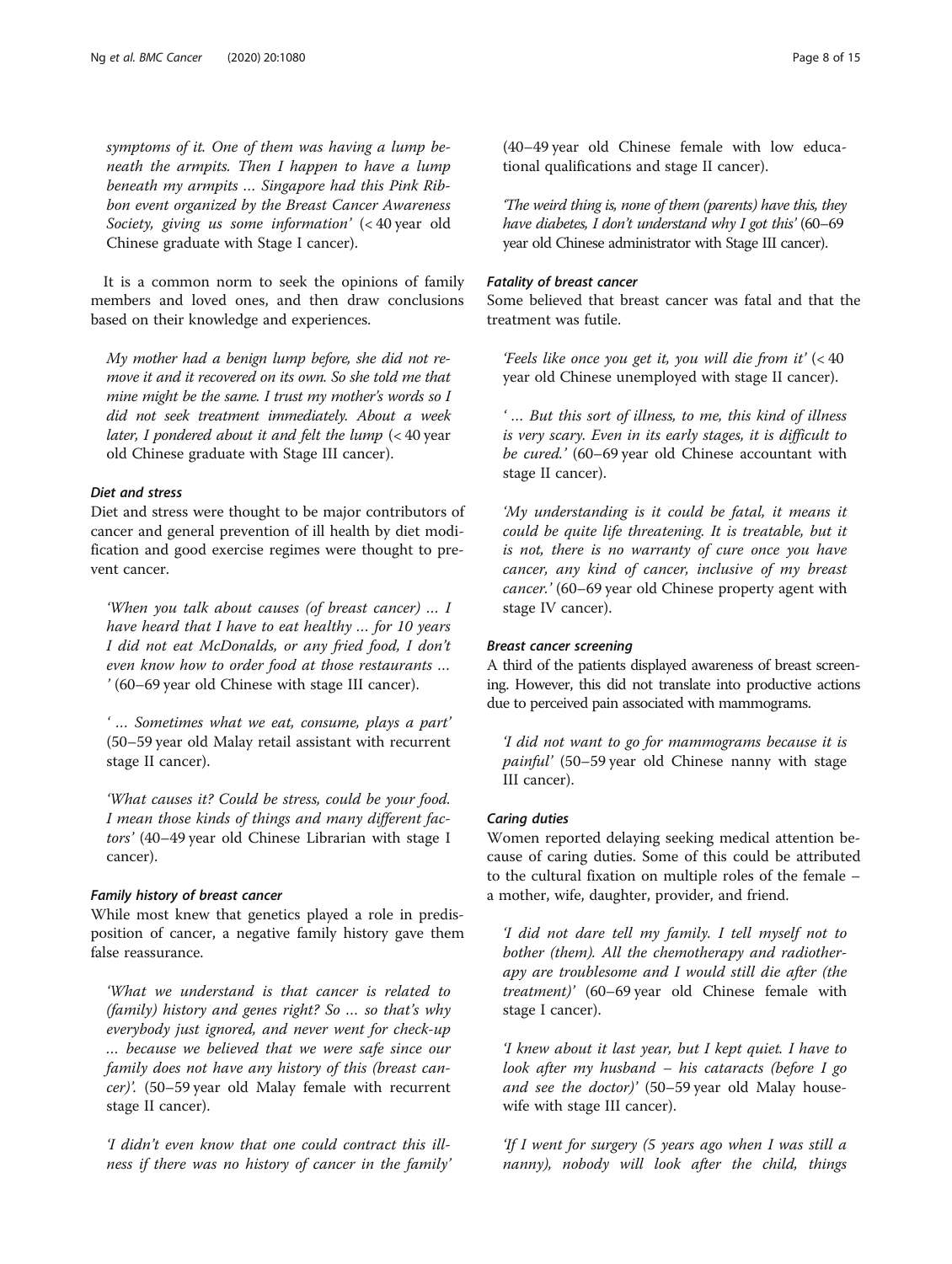symptoms of it. One of them was having a lump beneath the armpits. Then I happen to have a lump beneath my armpits … Singapore had this Pink Ribbon event organized by the Breast Cancer Awareness Society, giving us some information' (< 40 year old Chinese graduate with Stage I cancer).

It is a common norm to seek the opinions of family members and loved ones, and then draw conclusions based on their knowledge and experiences.

> *My mother had a benign lump before, she did not remove it and it recovered on its own. So she told me that mine might be the same. I trust my mother's words so I did not seek treatment immediately. About a week later, I pondered about it and felt the lump* (< 40 year old Chinese graduate with Stage III cancer).

#### *Diet and stress*

Diet and stress were thought to be major contributors of cancer and general prevention of ill health by diet modification and good exercise regimes were thought to prevent cancer.

> *'When you talk about causes (of breast cancer) … I have heard that I have to eat healthy … for 10 years I did not eat McDonalds, or any fried food, I don't even know how to order food at those restaurants … '* (60–69 year old Chinese with stage III cancer).

> *' … Sometimes what we eat, consume, plays a part'* (50–59 year old Malay retail assistant with recurrent stage II cancer).

> *'What causes it? Could be stress, could be your food. I mean those kinds of things and many different factors'* (40–49 year old Chinese Librarian with stage I cancer).

#### *Family history of breast cancer*

While most knew that genetics played a role in predisposition of cancer, a negative family history gave them false reassurance.

> *'What we understand is that cancer is related to (family) history and genes right? So … so that's why everybody just ignored, and never went for check-up … because we believed that we were safe since our family does not have any history of this (breast cancer)'.* (50–59 year old Malay female with recurrent stage II cancer).

> *'I didn't even know that one could contract this illness if there was no history of cancer in the family'* (40–49 year old Chinese female with low educational qualifications and stage II cancer).

> *'The weird thing is, none of them (parents) have this, they have diabetes, I don't understand why I got this'* (60–69 year old Chinese administrator with Stage III cancer).

#### *Fatality of breast cancer*

Some believed that breast cancer was fatal and that the treatment was futile.

> *'Feels like once you get it, you will die from it'* (< 40 year old Chinese unemployed with stage II cancer).

> *' … But this sort of illness, to me, this kind of illness is very scary. Even in its early stages, it is difficult to be cured.'* (60–69 year old Chinese accountant with stage II cancer).

> *'My understanding is it could be fatal, it means it could be quite life threatening. It is treatable, but it is not, there is no warranty of cure once you have cancer, any kind of cancer, inclusive of my breast cancer.'* (60–69 year old Chinese property agent with stage IV cancer).

#### *Breast cancer screening*

A third of the patients displayed awareness of breast screening. However, this did not translate into productive actions due to perceived pain associated with mammograms.

> *'I did not want to go for mammograms because it is painful'* (50–59 year old Chinese nanny with stage III cancer).

#### *Caring duties*

Women reported delaying seeking medical attention because of caring duties. Some of this could be attributed to the cultural fixation on multiple roles of the female – a mother, wife, daughter, provider, and friend.

> *'I did not dare tell my family. I tell myself not to bother (them). All the chemotherapy and radiotherapy are troublesome and I would still die after (the treatment)'* (60–69 year old Chinese female with stage I cancer).

> *'I knew about it last year, but I kept quiet. I have to look after my husband – his cataracts (before I go and see the doctor)'* (50–59 year old Malay housewife with stage III cancer).

> *'If I went for surgery (5 years ago when I was still a nanny), nobody will look after the child, things*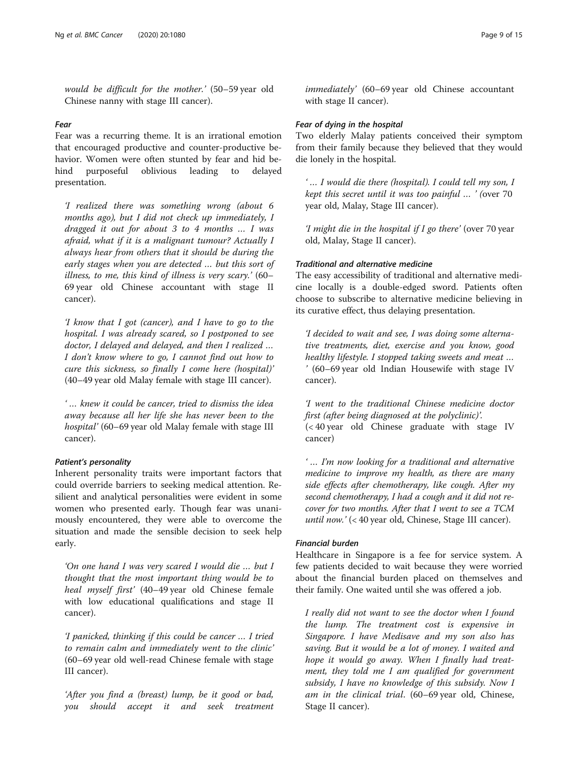*would be difficult for the mother.'* (50–59 year old Chinese nanny with stage III cancer).

### *Fear*

Fear was a recurring theme. It is an irrational emotion that encouraged productive and counter-productive behavior. Women were often stunted by fear and hid behind purposeful oblivious leading to delayed presentation.

> *'I realized there was something wrong (about 6 months ago), but I did not check up immediately, I dragged it out for about 3 to 4 months … I was afraid, what if it is a malignant tumour? Actually I always hear from others that it should be during the early stages when you are detected … but this sort of illness, to me, this kind of illness is very scary.'* (60–69 year old Chinese accountant with stage II cancer).

> *'I know that I got (cancer), and I have to go to the hospital. I was already scared, so I postponed to see doctor, I delayed and delayed, and then I realized … I don't know where to go, I cannot find out how to cure this sickness, so finally I come here (hospital)'* (40–49 year old Malay female with stage III cancer).

> *' … knew it could be cancer, tried to dismiss the idea away because all her life she has never been to the hospital'* (60–69 year old Malay female with stage III cancer).

### *Patient's personality*

Inherent personality traits were important factors that could override barriers to seeking medical attention. Resilient and analytical personalities were evident in some women who presented early. Though fear was unanimously encountered, they were able to overcome the situation and made the sensible decision to seek help early.

> *'On one hand I was very scared I would die … but I thought that the most important thing would be to heal myself first'* (40–49 year old Chinese female with low educational qualifications and stage II cancer).

> *'I panicked, thinking if this could be cancer … I tried to remain calm and immediately went to the clinic'* (60–69 year old well-read Chinese female with stage III cancer).

> *'After you find a (breast) lump, be it good or bad, you should accept it and seek treatment immediately'* (60–69 year old Chinese accountant with stage II cancer).

### *Fear of dying in the hospital*

Two elderly Malay patients conceived their symptom from their family because they believed that they would die lonely in the hospital.

> *' … I would die there (hospital). I could tell my son, I kept this secret until it was too painful … '* (over 70 year old, Malay, Stage III cancer).

> *'I might die in the hospital if I go there'* (over 70 year old, Malay, Stage II cancer).

### *Traditional and alternative medicine*

The easy accessibility of traditional and alternative medicine locally is a double-edged sword. Patients often choose to subscribe to alternative medicine believing in its curative effect, thus delaying presentation.

> *'I decided to wait and see, I was doing some alternative treatments, diet, exercise and you know, good healthy lifestyle. I stopped taking sweets and meat … '* (60–69 year old Indian Housewife with stage IV cancer).

> *'I went to the traditional Chinese medicine doctor first (after being diagnosed at the polyclinic)'.* (< 40 year old Chinese graduate with stage IV cancer)

> *' … I'm now looking for a traditional and alternative medicine to improve my health, as there are many side effects after chemotherapy, like cough. After my second chemotherapy, I had a cough and it did not recover for two months. After that I went to see a TCM until now.'* (< 40 year old, Chinese, Stage III cancer).

### *Financial burden*

Healthcare in Singapore is a fee for service system. A few patients decided to wait because they were worried about the financial burden placed on themselves and their family. One waited until she was offered a job.

> *I really did not want to see the doctor when I found the lump. The treatment cost is expensive in Singapore. I have Medisave and my son also has saving. But it would be a lot of money. I waited and hope it would go away. When I finally had treatment, they told me I am qualified for government subsidy, I have no knowledge of this subsidy. Now I am in the clinical trial.* (60–69 year old, Chinese, Stage II cancer).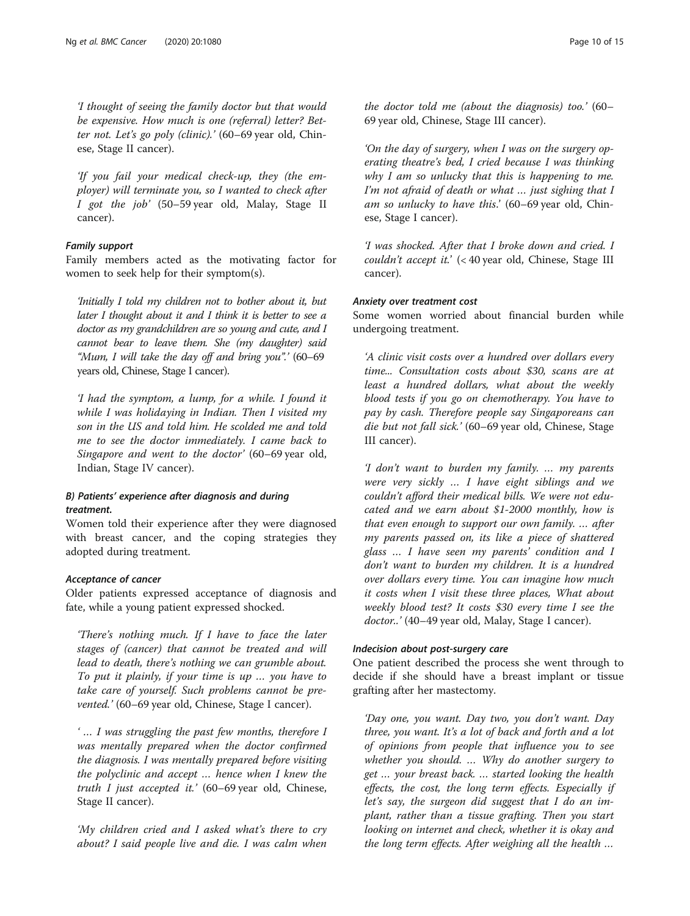*'I thought of seeing the family doctor but that would be expensive. How much is one (referral) letter? Better not. Let's go poly (clinic).'* (60–69 year old, Chinese, Stage II cancer).

*'If you fail your medical check-up, they (the employer) will terminate you, so I wanted to check after I got the job'* (50–59 year old, Malay, Stage II cancer).

#### *Family support*

Family members acted as the motivating factor for women to seek help for their symptom(s).

*'Initially I told my children not to bother about it, but later I thought about it and I think it is better to see a doctor as my grandchildren are so young and cute, and I cannot bear to leave them. She (my daughter) said "Mum, I will take the day off and bring you".'* (60–69 years old, Chinese, Stage I cancer).

*'I had the symptom, a lump, for a while. I found it while I was holidaying in Indian. Then I visited my son in the US and told him. He scolded me and told me to see the doctor immediately. I came back to Singapore and went to the doctor'* (60–69 year old, Indian, Stage IV cancer).

### *B) Patients' experience after diagnosis and during treatment.*

Women told their experience after they were diagnosed with breast cancer, and the coping strategies they adopted during treatment.

#### *Acceptance of cancer*

Older patients expressed acceptance of diagnosis and fate, while a young patient expressed shocked.

*'There's nothing much. If I have to face the later stages of (cancer) that cannot be treated and will lead to death, there's nothing we can grumble about. To put it plainly, if your time is up … you have to take care of yourself. Such problems cannot be prevented.'* (60–69 year old, Chinese, Stage I cancer).

*' … I was struggling the past few months, therefore I was mentally prepared when the doctor confirmed the diagnosis. I was mentally prepared before visiting the polyclinic and accept … hence when I knew the truth I just accepted it.'* (60–69 year old, Chinese, Stage II cancer).

*'My children cried and I asked what's there to cry about? I said people live and die. I was calm when the doctor told me (about the diagnosis) too.'* (60–69 year old, Chinese, Stage III cancer).

*'On the day of surgery, when I was on the surgery operating theatre's bed, I cried because I was thinking why I am so unlucky that this is happening to me. I'm not afraid of death or what … just sighing that I am so unlucky to have this.'* (60–69 year old, Chinese, Stage I cancer).

*'I was shocked. After that I broke down and cried. I couldn't accept it.'* (< 40 year old, Chinese, Stage III cancer).

#### *Anxiety over treatment cost*

Some women worried about financial burden while undergoing treatment.

*'A clinic visit costs over a hundred over dollars every time... Consultation costs about \$30, scans are at least a hundred dollars, what about the weekly blood tests if you go on chemotherapy. You have to pay by cash. Therefore people say Singaporeans can die but not fall sick.'* (60–69 year old, Chinese, Stage III cancer).

*'I don't want to burden my family. … my parents were very sickly … I have eight siblings and we couldn't afford their medical bills. We were not educated and we earn about \$1-2000 monthly, how is that even enough to support our own family. … after my parents passed on, its like a piece of shattered glass … I have seen my parents' condition and I don't want to burden my children. It is a hundred over dollars every time. You can imagine how much it costs when I visit these three places, What about weekly blood test? It costs \$30 every time I see the doctor..'* (40–49 year old, Malay, Stage I cancer).

#### *Indecision about post-surgery care*

One patient described the process she went through to decide if she should have a breast implant or tissue grafting after her mastectomy.

*'Day one, you want. Day two, you don't want. Day three, you want. It's a lot of back and forth and a lot of opinions from people that influence you to see whether you should. … Why do another surgery to get … your breast back. … started looking the health effects, the cost, the long term effects. Especially if let's say, the surgeon did suggest that I do an implant, rather than a tissue grafting. Then you start looking on internet and check, whether it is okay and the long term effects. After weighing all the health …*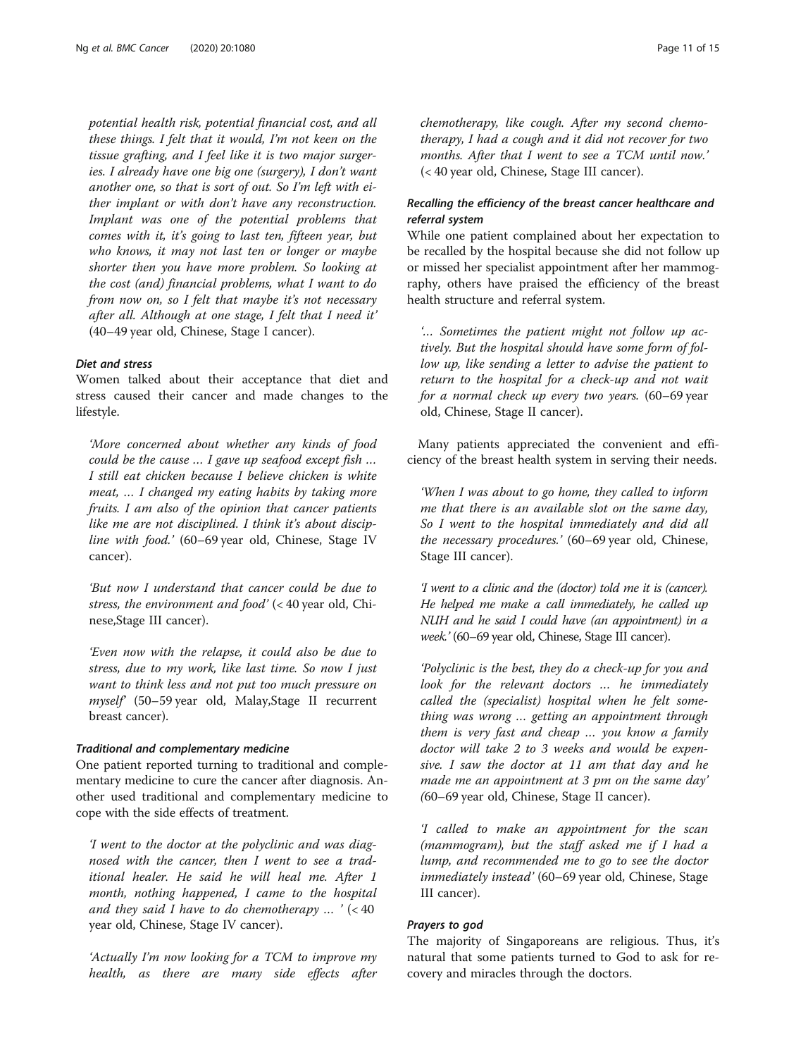*potential health risk, potential financial cost, and all these things. I felt that it would, I'm not keen on the tissue grafting, and I feel like it is two major surgeries. I already have one big one (surgery), I don't want another one, so that is sort of out. So I'm left with either implant or with don't have any reconstruction. Implant was one of the potential problems that comes with it, it's going to last ten, fifteen year, but who knows, it may not last ten or longer or maybe shorter then you have more problem. So looking at the cost (and) financial problems, what I want to do from now on, so I felt that maybe it's not necessary after all. Although at one stage, I felt that I need it'* (40–49 year old, Chinese, Stage I cancer).

#### *Diet and stress*

Women talked about their acceptance that diet and stress caused their cancer and made changes to the lifestyle.

> *'More concerned about whether any kinds of food could be the cause … I gave up seafood except fish … I still eat chicken because I believe chicken is white meat, … I changed my eating habits by taking more fruits. I am also of the opinion that cancer patients like me are not disciplined. I think it's about discipline with food.'* (60–69 year old, Chinese, Stage IV cancer).

> *'But now I understand that cancer could be due to stress, the environment and food'* (< 40 year old, Chinese,Stage III cancer).

> *'Even now with the relapse, it could also be due to stress, due to my work, like last time. So now I just want to think less and not put too much pressure on myself'* (50–59 year old, Malay,Stage II recurrent breast cancer).

#### *Traditional and complementary medicine*

One patient reported turning to traditional and complementary medicine to cure the cancer after diagnosis. Another used traditional and complementary medicine to cope with the side effects of treatment.

> *'I went to the doctor at the polyclinic and was diagnosed with the cancer, then I went to see a traditional healer. He said he will heal me. After 1 month, nothing happened, I came to the hospital and they said I have to do chemotherapy … '* (< 40 year old, Chinese, Stage IV cancer).

> *'Actually I'm now looking for a TCM to improve my health, as there are many side effects after chemotherapy, like cough. After my second chemotherapy, I had a cough and it did not recover for two months. After that I went to see a TCM until now.'* (< 40 year old, Chinese, Stage III cancer).

#### *Recalling the efficiency of the breast cancer healthcare and referral system*

While one patient complained about her expectation to be recalled by the hospital because she did not follow up or missed her specialist appointment after her mammography, others have praised the efficiency of the breast health structure and referral system.

> *'… Sometimes the patient might not follow up actively. But the hospital should have some form of follow up, like sending a letter to advise the patient to return to the hospital for a check-up and not wait for a normal check up every two years.* (60–69 year old, Chinese, Stage II cancer).

Many patients appreciated the convenient and efficiency of the breast health system in serving their needs.

> *'When I was about to go home, they called to inform me that there is an available slot on the same day, So I went to the hospital immediately and did all the necessary procedures.'* (60–69 year old, Chinese, Stage III cancer).

> *'I went to a clinic and the (doctor) told me it is (cancer). He helped me make a call immediately, he called up NUH and he said I could have (an appointment) in a week.'* (60–69 year old, Chinese, Stage III cancer).

> *'Polyclinic is the best, they do a check-up for you and look for the relevant doctors … he immediately called the (specialist) hospital when he felt something was wrong … getting an appointment through them is very fast and cheap … you know a family doctor will take 2 to 3 weeks and would be expensive. I saw the doctor at 11 am that day and he made me an appointment at 3 pm on the same day'* (60–69 year old, Chinese, Stage II cancer).

> *'I called to make an appointment for the scan (mammogram), but the staff asked me if I had a lump, and recommended me to go to see the doctor immediately instead'* (60–69 year old, Chinese, Stage III cancer).

#### *Prayers to god*

The majority of Singaporeans are religious. Thus, it's natural that some patients turned to God to ask for recovery and miracles through the doctors.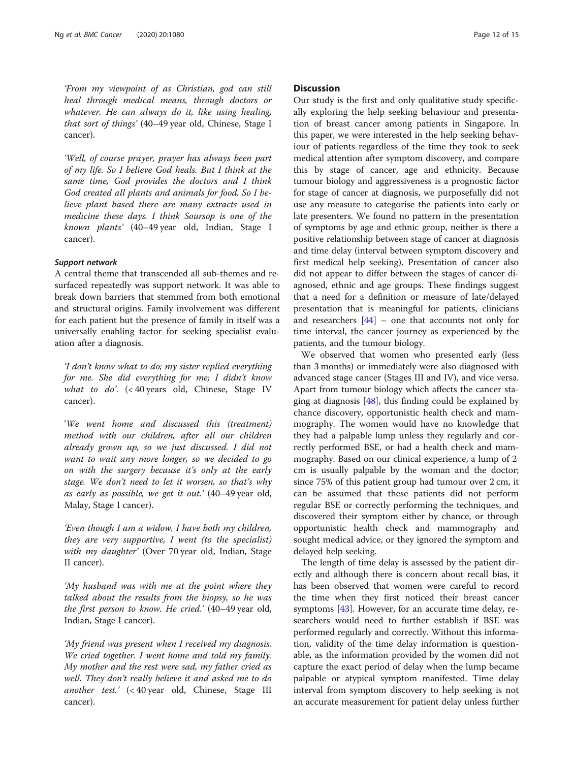'From my viewpoint of as Christian, god can still heal through medical means, through doctors or whatever. He can always do it, like using healing, that sort of things' (40–49 year old, Chinese, Stage I cancer).

'Well, of course prayer, prayer has always been part of my life. So I believe God heals. But I think at the same time, God provides the doctors and I think God created all plants and animals for food. So I believe plant based there are many extracts used in medicine these days. I think Soursop is one of the known plants' (40–49 year old, Indian, Stage I cancer).

### *Support network*

A central theme that transcended all sub-themes and resurfaced repeatedly was support network. It was able to break down barriers that stemmed from both emotional and structural origins. Family involvement was different for each patient but the presence of family in itself was a universally enabling factor for seeking specialist evaluation after a diagnosis.

'I don't know what to do; my sister replied everything for me. She did everything for me; I didn't know what to do'. (< 40 years old, Chinese, Stage IV cancer).

'We went home and discussed this (treatment) method with our children, after all our children already grown up, so we just discussed. I did not want to wait any more longer, so we decided to go on with the surgery because it's only at the early stage. We don't need to let it worsen, so that's why as early as possible, we get it out.' (40–49 year old, Malay, Stage I cancer).

'Even though I am a widow, I have both my children, they are very supportive, I went (to the specialist) with my daughter' (Over 70 year old, Indian, Stage II cancer).

'My husband was with me at the point where they talked about the results from the biopsy, so he was the first person to know. He cried.' (40–49 year old, Indian, Stage I cancer).

'My friend was present when I received my diagnosis. We cried together. I went home and told my family. My mother and the rest were sad, my father cried as well. They don't really believe it and asked me to do another test.' (< 40 year old, Chinese, Stage III cancer).

## Discussion

Our study is the first and only qualitative study specifically exploring the help seeking behaviour and presentation of breast cancer among patients in Singapore. In this paper, we were interested in the help seeking behaviour of patients regardless of the time they took to seek medical attention after symptom discovery, and compare this by stage of cancer, age and ethnicity. Because tumour biology and aggressiveness is a prognostic factor for stage of cancer at diagnosis, we purposefully did not use any measure to categorise the patients into early or late presenters. We found no pattern in the presentation of symptoms by age and ethnic group, neither is there a positive relationship between stage of cancer at diagnosis and time delay (interval between symptom discovery and first medical help seeking). Presentation of cancer also did not appear to differ between the stages of cancer diagnosed, ethnic and age groups. These findings suggest that a need for a definition or measure of late/delayed presentation that is meaningful for patients, clinicians and researchers [44] – one that accounts not only for time interval, the cancer journey as experienced by the patients, and the tumour biology.

We observed that women who presented early (less than 3 months) or immediately were also diagnosed with advanced stage cancer (Stages III and IV), and vice versa. Apart from tumour biology which affects the cancer staging at diagnosis [48], this finding could be explained by chance discovery, opportunistic health check and mammography. The women would have no knowledge that they had a palpable lump unless they regularly and correctly performed BSE, or had a health check and mammography. Based on our clinical experience, a lump of 2 cm is usually palpable by the woman and the doctor; since 75% of this patient group had tumour over 2 cm, it can be assumed that these patients did not perform regular BSE or correctly performing the techniques, and discovered their symptom either by chance, or through opportunistic health check and mammography and sought medical advice, or they ignored the symptom and delayed help seeking.

The length of time delay is assessed by the patient directly and although there is concern about recall bias, it has been observed that women were careful to record the time when they first noticed their breast cancer symptoms [43]. However, for an accurate time delay, researchers would need to further establish if BSE was performed regularly and correctly. Without this information, validity of the time delay information is questionable, as the information provided by the women did not capture the exact period of delay when the lump became palpable or atypical symptom manifested. Time delay interval from symptom discovery to help seeking is not an accurate measurement for patient delay unless further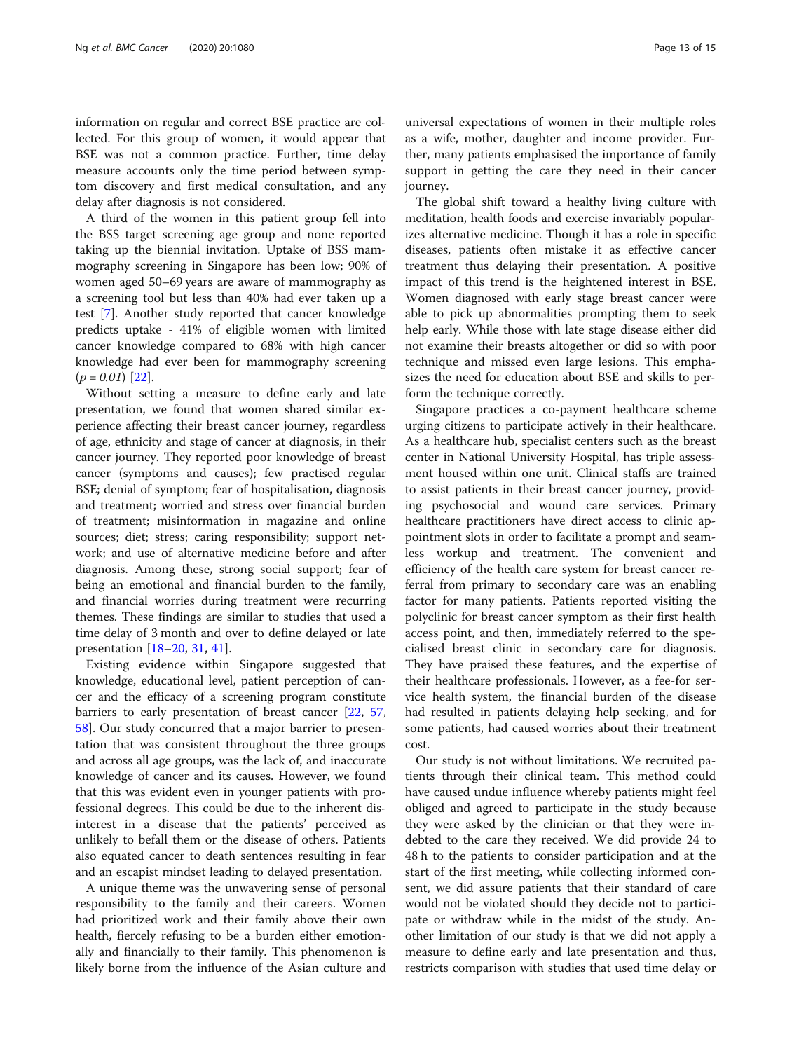information on regular and correct BSE practice are collected. For this group of women, it would appear that BSE was not a common practice. Further, time delay measure accounts only the time period between symptom discovery and first medical consultation, and any delay after diagnosis is not considered.

A third of the women in this patient group fell into the BSS target screening age group and none reported taking up the biennial invitation. Uptake of BSS mammography screening in Singapore has been low; 90% of women aged 50–69 years are aware of mammography as a screening tool but less than 40% had ever taken up a test [7]. Another study reported that cancer knowledge predicts uptake - 41% of eligible women with limited cancer knowledge compared to 68% with high cancer knowledge had ever been for mammography screening ($p = 0.01$) [22].

Without setting a measure to define early and late presentation, we found that women shared similar experience affecting their breast cancer journey, regardless of age, ethnicity and stage of cancer at diagnosis, in their cancer journey. They reported poor knowledge of breast cancer (symptoms and causes); few practised regular BSE; denial of symptom; fear of hospitalisation, diagnosis and treatment; worried and stress over financial burden of treatment; misinformation in magazine and online sources; diet; stress; caring responsibility; support network; and use of alternative medicine before and after diagnosis. Among these, strong social support; fear of being an emotional and financial burden to the family, and financial worries during treatment were recurring themes. These findings are similar to studies that used a time delay of 3 month and over to define delayed or late presentation [18–20, 31, 41].

Existing evidence within Singapore suggested that knowledge, educational level, patient perception of cancer and the efficacy of a screening program constitute barriers to early presentation of breast cancer [22, 57, 58]. Our study concurred that a major barrier to presentation that was consistent throughout the three groups and across all age groups, was the lack of, and inaccurate knowledge of cancer and its causes. However, we found that this was evident even in younger patients with professional degrees. This could be due to the inherent disinterest in a disease that the patients' perceived as unlikely to befall them or the disease of others. Patients also equated cancer to death sentences resulting in fear and an escapist mindset leading to delayed presentation.

A unique theme was the unwavering sense of personal responsibility to the family and their careers. Women had prioritized work and their family above their own health, fiercely refusing to be a burden either emotionally and financially to their family. This phenomenon is likely borne from the influence of the Asian culture and universal expectations of women in their multiple roles as a wife, mother, daughter and income provider. Further, many patients emphasised the importance of family support in getting the care they need in their cancer journey.

The global shift toward a healthy living culture with meditation, health foods and exercise invariably popularizes alternative medicine. Though it has a role in specific diseases, patients often mistake it as effective cancer treatment thus delaying their presentation. A positive impact of this trend is the heightened interest in BSE. Women diagnosed with early stage breast cancer were able to pick up abnormalities prompting them to seek help early. While those with late stage disease either did not examine their breasts altogether or did so with poor technique and missed even large lesions. This emphasizes the need for education about BSE and skills to perform the technique correctly.

Singapore practices a co-payment healthcare scheme urging citizens to participate actively in their healthcare. As a healthcare hub, specialist centers such as the breast center in National University Hospital, has triple assessment housed within one unit. Clinical staffs are trained to assist patients in their breast cancer journey, providing psychosocial and wound care services. Primary healthcare practitioners have direct access to clinic appointment slots in order to facilitate a prompt and seamless workup and treatment. The convenient and efficiency of the health care system for breast cancer referral from primary to secondary care was an enabling factor for many patients. Patients reported visiting the polyclinic for breast cancer symptom as their first health access point, and then, immediately referred to the specialised breast clinic in secondary care for diagnosis. They have praised these features, and the expertise of their healthcare professionals. However, as a fee-for service health system, the financial burden of the disease had resulted in patients delaying help seeking, and for some patients, had caused worries about their treatment cost.

Our study is not without limitations. We recruited patients through their clinical team. This method could have caused undue influence whereby patients might feel obliged and agreed to participate in the study because they were asked by the clinician or that they were indebted to the care they received. We did provide 24 to 48 h to the patients to consider participation and at the start of the first meeting, while collecting informed consent, we did assure patients that their standard of care would not be violated should they decide not to participate or withdraw while in the midst of the study. Another limitation of our study is that we did not apply a measure to define early and late presentation and thus, restricts comparison with studies that used time delay or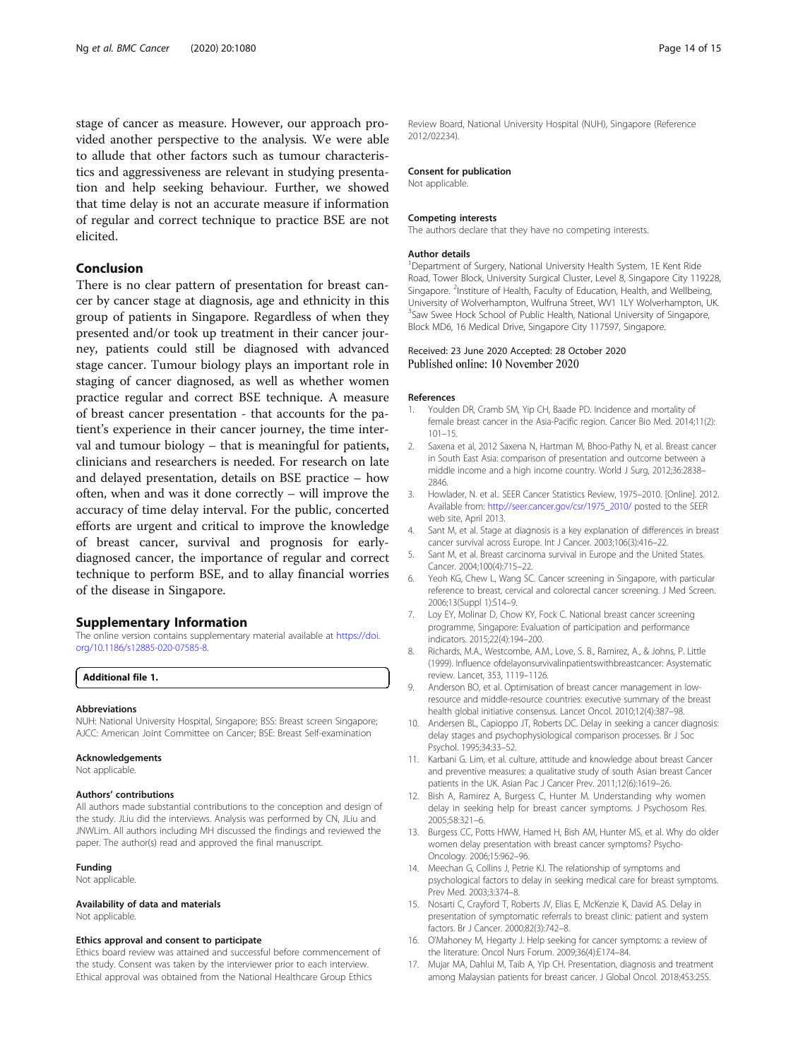stage of cancer as measure. However, our approach provided another perspective to the analysis. We were able to allude that other factors such as tumour characteristics and aggressiveness are relevant in studying presentation and help seeking behaviour. Further, we showed that time delay is not an accurate measure if information of regular and correct technique to practice BSE are not elicited.

## Conclusion

There is no clear pattern of presentation for breast cancer by cancer stage at diagnosis, age and ethnicity in this group of patients in Singapore. Regardless of when they presented and/or took up treatment in their cancer journey, patients could still be diagnosed with advanced stage cancer. Tumour biology plays an important role in staging of cancer diagnosed, as well as whether women practice regular and correct BSE technique. A measure of breast cancer presentation - that accounts for the patient's experience in their cancer journey, the time interval and tumour biology – that is meaningful for patients, clinicians and researchers is needed. For research on late and delayed presentation, details on BSE practice – how often, when and was it done correctly – will improve the accuracy of time delay interval. For the public, concerted efforts are urgent and critical to improve the knowledge of breast cancer, survival and prognosis for early-diagnosed cancer, the importance of regular and correct technique to perform BSE, and to allay financial worries of the disease in Singapore.

## Supplementary Information

The online version contains supplementary material available at https://doi.org/10.1186/s12885-020-07585-8.

**Additional file 1.**

### Abbreviations

NUH: National University Hospital, Singapore; BSS: Breast screen Singapore; AJCC: American Joint Committee on Cancer; BSE: Breast Self-examination

### Acknowledgements

Not applicable.

### Authors' contributions

All authors made substantial contributions to the conception and design of the study. JLiu did the interviews. Analysis was performed by CN, JLiu and JNWLim. All authors including MH discussed the findings and reviewed the paper. The author(s) read and approved the final manuscript.

### Funding

Not applicable.

### Availability of data and materials

Not applicable.

### Ethics approval and consent to participate

Ethics board review was attained and successful before commencement of the study. Consent was taken by the interviewer prior to each interview. Ethical approval was obtained from the National Healthcare Group Ethics Review Board, National University Hospital (NUH), Singapore (Reference 2012/02234).

### Consent for publication

Not applicable.

### Competing interests

The authors declare that they have no competing interests.

### Author details

[1]Department of Surgery, National University Health System, 1E Kent Ride Road, Tower Block, University Surgical Cluster, Level 8, Singapore City 119228, Singapore. [2]Institute of Health, Faculty of Education, Health, and Wellbeing, University of Wolverhampton, Wulfruna Street, WV1 1LY Wolverhampton, UK. [3]Saw Swee Hock School of Public Health, National University of Singapore, Block MD6, 16 Medical Drive, Singapore City 117597, Singapore.

Received: 23 June 2020 Accepted: 28 October 2020
Published online: 10 November 2020

### References

1. Youlden DR, Cramb SM, Yip CH, Baade PD. Incidence and mortality of female breast cancer in the Asia-Pacific region. Cancer Bio Med. 2014;11(2): 101–15.
2. Saxena et al, 2012 Saxena N, Hartman M, Bhoo-Pathy N, et al. Breast cancer in South East Asia: comparison of presentation and outcome between a middle income and a high income country. World J Surg, 2012;36:2838–2846.
3. Howlader, N. et al.. SEER Cancer Statistics Review, 1975–2010. [Online]. 2012. Available from: http://seer.cancer.gov/csr/1975_2010/ posted to the SEER web site, April 2013.
4. Sant M, et al. Stage at diagnosis is a key explanation of differences in breast cancer survival across Europe. Int J Cancer. 2003;106(3):416–22.
5. Sant M, et al. Breast carcinoma survival in Europe and the United States. Cancer. 2004;100(4):715–22.
6. Yeoh KG, Chew L, Wang SC. Cancer screening in Singapore, with particular reference to breast, cervical and colorectal cancer screening. J Med Screen. 2006;13(Suppl 1):S14–9.
7. Loy EY, Molinar D, Chow KY, Fock C. National breast cancer screening programme, Singapore: Evaluation of participation and performance indicators. 2015;22(4):194–200.
8. Richards, M.A., Westcombe, A.M., Love, S. B., Ramirez, A., & Johns, P. Little (1999). Influence ofdelayonsurvivalinpatientswithbreastcancer: Asystematic review. Lancet, 353, 1119–1126.
9. Anderson BO, et al. Optimisation of breast cancer management in low-resource and middle-resource countries: executive summary of the breast health global initiative consensus. Lancet Oncol. 2010;12(4):387–98.
10. Andersen BL, Capioppo JT, Roberts DC. Delay in seeking a cancer diagnosis: delay stages and psychophysiological comparison processes. Br J Soc Psychol. 1995;34:33–52.
11. Karbani G. Lim, et al. culture, attitude and knowledge about breast Cancer and preventive measures: a qualitative study of south Asian breast Cancer patients in the UK. Asian Pac J Cancer Prev. 2011;12(6):1619–26.
12. Bish A, Ramirez A, Burgess C, Hunter M. Understanding why women delay in seeking help for breast cancer symptoms. J Psychosom Res. 2005;58:321–6.
13. Burgess CC, Potts HWW, Hamed H, Bish AM, Hunter MS, et al. Why do older women delay presentation with breast cancer symptoms? Psycho-Oncology. 2006;15:962–96.
14. Meechan G, Collins J, Petrie KJ. The relationship of symptoms and psychological factors to delay in seeking medical care for breast symptoms. Prev Med. 2003;3:374–8.
15. Nosarti C, Crayford T, Roberts JV, Elias E, McKenzie K, David AS. Delay in presentation of symptomatic referrals to breast clinic: patient and system factors. Br J Cancer. 2000;82(3):742–8.
16. O'Mahoney M, Hegarty J. Help seeking for cancer symptoms: a review of the literature. Oncol Nurs Forum. 2009;36(4):E174–84.
17. Mujar MA, Dahlui M, Taib A, Yip CH. Presentation, diagnosis and treatment among Malaysian patients for breast cancer. J Global Oncol. 2018;4S3:25S.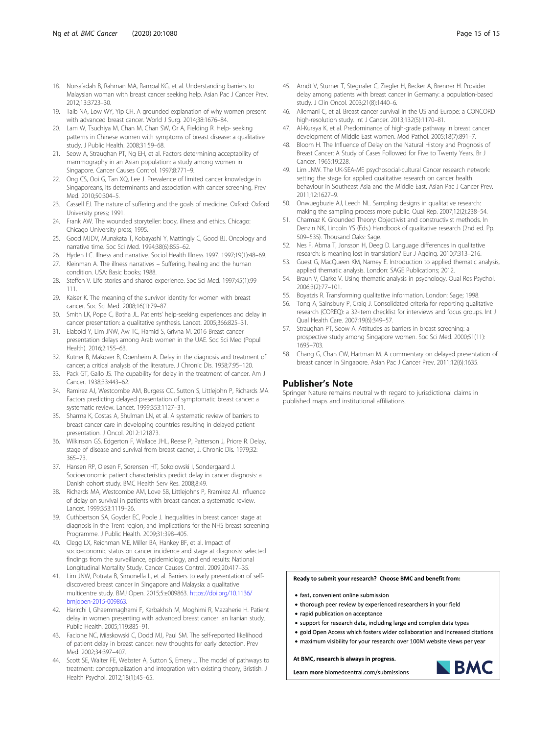18. Norsa'adah B, Rahman MA, Rampal KG, et al. Understanding barriers to Malaysian woman with breast cancer seeking help. Asian Pac J Cancer Prev. 2012;13:3723–30.
19. Taib NA, Low WY, Yip CH. A grounded explanation of why women present with advanced breast cancer. World J Surg. 2014;38:1676–84.
20. Lam W, Tsuchiya M, Chan M, Chan SW, Or A, Fielding R. Help- seeking patterns in Chinese women with symptoms of breast disease: a qualitative study. J Public Health. 2008;31:59–68.
21. Seow A, Straughan PT, Ng EH, et al. Factors determining acceptability of mammography in an Asian population: a study among women in Singapore. Cancer Causes Control. 1997;8:771–9.
22. Ong CS, Ooi G, Tan XQ, Lee J. Prevalence of limited cancer knowledge in Singaporeans, its determinants and association with cancer screening. Prev Med. 2010;50:304–5.
23. Cassell EJ. The nature of suffering and the goals of medicine. Oxford: Oxford University press; 1991.
24. Frank AW. The wounded storyteller: body, illness and ethics. Chicago: Chicago University press; 1995.
25. Good MJDV, Munakata T, Kobayashi Y, Mattingly C, Good BJ. Oncology and narrative time. Soc Sci Med. 1994;38(6):855–62.
26. Hyden LC. Illness and narrative. Sociol Health Illness 1997. 1997;19(1):48–69.
27. Kleinman A. The illness narratives – Suffering, healing and the human condition. USA: Basic books; 1988.
28. Steffen V. Life stories and shared experience. Soc Sci Med. 1997;45(1):99–111.
29. Kaiser K. The meaning of the survivor identity for women with breast cancer. Soc Sci Med. 2008;16(1):79–87.
30. Smith LK, Pope C, Botha JL. Patients' help-seeking experiences and delay in cancer presentation: a qualitative synthesis. Lancet. 2005;366:825–31.
31. Elaboid Y, Lim JNW, Aw TC, Hamid S, Grivna M. 2016 Breast cancer presentation delays among Arab women in the UAE. Soc Sci Med (Popul Health). 2016;2:155–63.
32. Kutner B, Makover B, Openheim A. Delay in the diagnosis and treatment of cancer; a critical analysis of the literature. J Chronic Dis. 1958;7:95–120.
33. Pack GT, Gallo JS. The cupability for delay in the treatment of cancer. Am J Cancer. 1938;33:443–62.
34. Ramirez AJ, Westcombe AM, Burgess CC, Sutton S, Littlejohn P, Richards MA. Factors predicting delayed presentation of symptomatic breast cancer: a systematic review. Lancet. 1999;353:1127–31.
35. Sharma K, Costas A, Shulman LN, et al. A systematic review of barriers to breast cancer care in developing countries resulting in delayed patient presentation. J Oncol. 2012:121873.
36. Wilkinson GS, Edgerton F, Wallace JHL, Reese P, Patterson J, Priore R. Delay, stage of disease and survival from breast cacner, J. Chronic Dis. 1979;32:365–73.
37. Hansen RP, Olesen F, Sorensen HT, Sokolowski I, Sondergaard J. Socioeconomic patient characteristics predict delay in cancer diagnosis: a Danish cohort study. BMC Health Serv Res. 2008;8:49.
38. Richards MA, Westcombe AM, Love SB, Littlejohns P, Rramirez AJ. Influence of delay on survival in patients with breast cancer: a systematic review. Lancet. 1999;353:1119–26.
39. Cuthbertson SA, Goyder EC, Poole J. Inequalities in breast cancer stage at diagnosis in the Trent region, and implications for the NHS breast screening Programme. J Public Health. 2009;31:398–405.
40. Clegg LX, Reichman ME, Miller BA, Hankey BF, et al. Impact of socioeconomic status on cancer incidence and stage at diagnosis: selected findings from the surveillance, epidemiology, and end results: National Longitudinal Mortality Study. Cancer Causes Control. 2009;20:417–35.
41. Lim JNW, Potrata B, Simonella L, et al. Barriers to early presentation of self-discovered breast cancer in Singapore and Malaysia: a qualitative multicentre study. BMJ Open. 2015;5:e009863. https://doi.org/10.1136/bmjopen-2015-009863.
42. Harirchi I, Ghaemmaghami F, Karbakhsh M, Moghimi R, Mazaherie H. Patient delay in women presenting with advanced breast cancer: an Iranian study. Public Health. 2005;119:885–91.
43. Facione NC, Miaskowski C, Dodd MJ, Paul SM. The self-reported likelihood of patient delay in breast cancer: new thoughts for early detection. Prev Med. 2002;34:397–407.
44. Scott SE, Walter FE, Webster A, Sutton S, Emery J. The model of pathways to treatment: conceptualization and integration with existing theory, Bristish. J Health Psychol. 2012;18(1):45–65.
45. Arndt V, Sturner T, Stegnaler C, Ziegler H, Becker A, Brenner H. Provider delay among patients with breast cancer in Germany: a population-based study. J Clin Oncol. 2003;21(8):1440–6.
46. Allemani C, et al. Breast cancer survival in the US and Europe: a CONCORD high-resolution study. Int J Cancer. 2013;132(5):1170–81.
47. Al-Kuraya K, et al. Predominance of high-grade pathway in breast cancer development of Middle East women. Mod Pathol. 2005;18(7):891–7.
48. Bloom H. The Influence of Delay on the Natural History and Prognosis of Breast Cancer: A Study of Cases Followed for Five to Twenty Years. Br J Cancer. 1965;19:228.
49. Lim JNW. The UK-SEA-ME psychosocial-cultural Cancer research network: setting the stage for applied qualitative research on cancer health behaviour in Southeast Asia and the Middle East. Asian Pac J Cancer Prev. 2011;12:1627–9.
50. Onwuegbuzie AJ, Leech NL. Sampling designs in qualitative research: making the sampling process more public. Qual Rep. 2007;12(2):238–54.
51. Charmaz K. Grounded Theory: Objectivist and constructivist methods. In Denzin NK, Lincoln YS (Eds.) Handbook of qualitative research (2nd ed. Pp. 509–535). Thousand Oaks: Sage.
52. Nes F, Abma T, Jonsson H, Deeg D. Language differences in qualitative research: is meaning lost in translation? Eur J Ageing. 2010;7:313–216.
53. Guest G, MacQueen KM, Namey E. Introduction to applied thematic analysis, applied thematic analysis. London: SAGE Publications; 2012.
54. Braun V, Clarke V. Using thematic analysis in psychology. Qual Res Psychol. 2006;3(2):77–101.
55. Boyatzis R. Transforming qualitative information. London: Sage; 1998.
56. Tong A, Sainsbury P, Craig J. Consolidated criteria for reporting qualitative research (COREQ): a 32-item checklist for interviews and focus groups. Int J Qual Health Care. 2007;19(6):349–57.
57. Straughan PT, Seow A. Attitudes as barriers in breast screening: a prospective study among Singapore women. Soc Sci Med. 2000;51(11):1695–703.
58. Chang G, Chan CW, Hartman M. A commentary on delayed presentation of breast cancer in Singapore. Asian Pac J Cancer Prev. 2011;12(6):1635.

## Publisher's Note

Springer Nature remains neutral with regard to jurisdictional claims in published maps and institutional affiliations.

**Ready to submit your research? Choose BMC and benefit from:**

- fast, convenient online submission
- thorough peer review by experienced researchers in your field
- rapid publication on acceptance
- support for research data, including large and complex data types
- gold Open Access which fosters wider collaboration and increased citations
- maximum visibility for your research: over 100M website views per year

**At BMC, research is always in progress.**

**Learn more** biomedcentral.com/submissions

BMC